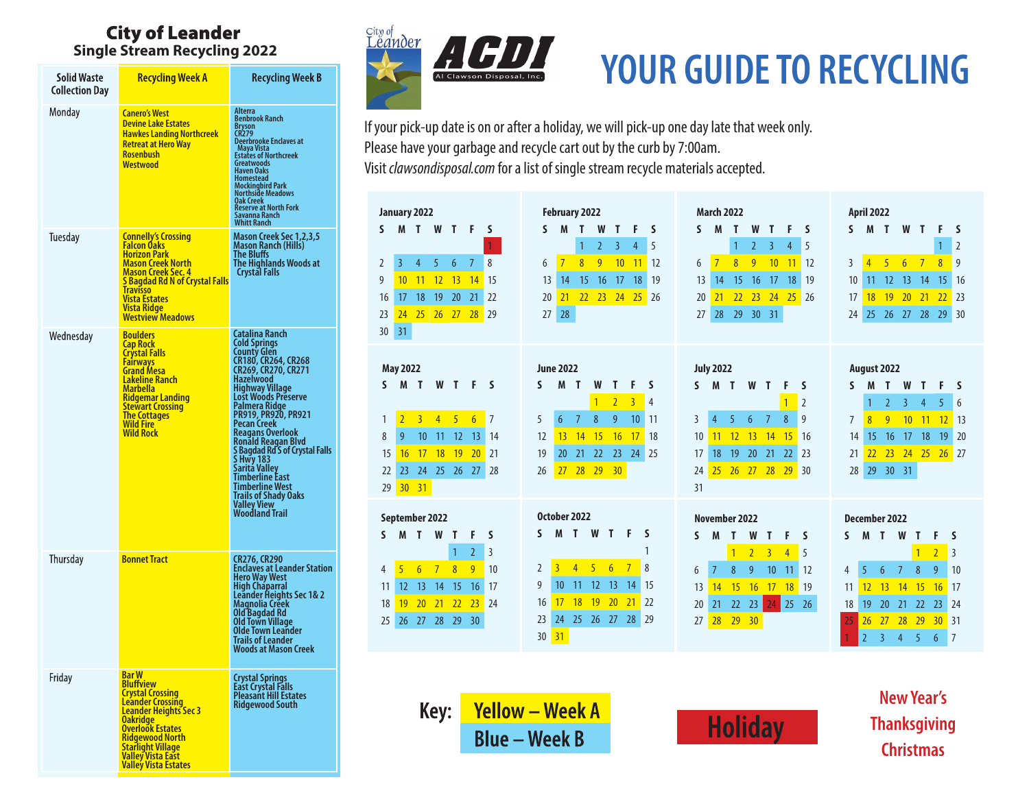# City of Leander
## Single Stream Recycling 2022

| Solid Waste Collection Day | Recycling Week A | Recycling Week B |
|---|---|---|
| Monday | Canero's West<br>Devine Lake Estates<br>Hawkes Landing Northcreek<br>Retreat at Hero Way<br>Rosenbush<br>Westwood | Alterra<br>Benbrook Ranch<br>Bryson<br>CR279<br>Deerbrooke Enclaves at Maya Vista<br>Estates of Northcreek<br>Greatwoods<br>Haven Oaks<br>Homestead<br>Mockingbird Park<br>Northside Meadows<br>Oak Creek<br>Reserve at North Fork<br>Savanna Ranch<br>Whitt Ranch |
| Tuesday | Connelly's Crossing<br>Falcon Oaks<br>Horizon Park<br>Mason Creek North<br>Mason Creek Sec. 4<br>S Bagdad Rd N of Crystal Falls<br>Travisso<br>Vista Estates<br>Vista Ridge<br>Westview Meadows | Mason Creek Sec 1,2,3,5<br>Mason Ranch (Hills)<br>The Bluffs<br>The Highlands Woods at Crystal Falls |
| Wednesday | Boulders<br>Cap Rock<br>Crystal Falls<br>Fairways<br>Grand Mesa<br>Lakeline Ranch<br>Marbella<br>Ridgemar Landing<br>Stewart Crossing<br>The Cottages<br>Wild Fire<br>Wild Rock | Catalina Ranch<br>Cold Springs<br>County Glen<br>CR180, CR264, CR268<br>CR269, CR270, CR271<br>Hazelwood<br>Highway Village<br>Lost Woods Preserve<br>Palmera Ridge<br>PR919, PR920, PR921<br>Pecan Creek<br>Reagans Overlook<br>Ronald Reagan Blvd<br>S Bagdad Rd S of Crystal Falls<br>S Hwy 183<br>Sarita Valley<br>Timberline East<br>Timberline West<br>Trails of Shady Oaks<br>Valley View<br>Woodland Trail |
| Thursday | Bonnet Tract | CR276, CR290<br>Enclaves at Leander Station<br>Hero Way West<br>High Chaparral<br>Leander Heights Sec 1& 2<br>Magnolia Creek<br>Old Bagdad Rd<br>Old Town Village<br>Olde Town Leander<br>Trails of Leander<br>Woods at Mason Creek |
| Friday | Bar W<br>Bluffview<br>Crystal Crossing<br>Leander Crossing<br>Leander Heights Sec 3<br>Oakridge<br>Overlook Estates<br>Ridgewood North<br>Starlight Village<br>Valley Vista East<br>Valley Vista Estates | Crystal Springs<br>East Crystal Falls<br>Pleasant Hill Estates<br>Ridgewood South |

City of Leander

ACDI
Al Clawson Disposal, Inc.

# YOUR GUIDE TO RECYCLING

If your pick-up date is on or after a holiday, we will pick-up one day late that week only.
Please have your garbage and recycle cart out by the curb by 7:00am.
Visit *clawsondisposal.com* for a list of single stream recycle materials accepted.

### January 2022

| S | M | T | W | T | F | S |
|---|---|---|---|---|---|---|
| | | | | | | 1 |
| 2 | 3 | 4 | 5 | 6 | 7 | 8 |
| 9 | 10 | 11 | 12 | 13 | 14 | 15 |
| 16 | 17 | 18 | 19 | 20 | 21 | 22 |
| 23 | 24 | 25 | 26 | 27 | 28 | 29 |
| 30 | 31 | | | | | |

### February 2022

| S | M | T | W | T | F | S |
|---|---|---|---|---|---|---|
| | | 1 | 2 | 3 | 4 | 5 |
| 6 | 7 | 8 | 9 | 10 | 11 | 12 |
| 13 | 14 | 15 | 16 | 17 | 18 | 19 |
| 20 | 21 | 22 | 23 | 24 | 25 | 26 |
| 27 | 28 | | | | | |

### March 2022

| S | M | T | W | T | F | S |
|---|---|---|---|---|---|---|
| | | 1 | 2 | 3 | 4 | 5 |
| 6 | 7 | 8 | 9 | 10 | 11 | 12 |
| 13 | 14 | 15 | 16 | 17 | 18 | 19 |
| 20 | 21 | 22 | 23 | 24 | 25 | 26 |
| 27 | 28 | 29 | 30 | 31 | | |

### April 2022

| S | M | T | W | T | F | S |
|---|---|---|---|---|---|---|
| | | | | | 1 | 2 |
| 3 | 4 | 5 | 6 | 7 | 8 | 9 |
| 10 | 11 | 12 | 13 | 14 | 15 | 16 |
| 17 | 18 | 19 | 20 | 21 | 22 | 23 |
| 24 | 25 | 26 | 27 | 28 | 29 | 30 |

### May 2022

| S | M | T | W | T | F | S |
|---|---|---|---|---|---|---|
| 1 | 2 | 3 | 4 | 5 | 6 | 7 |
| 8 | 9 | 10 | 11 | 12 | 13 | 14 |
| 15 | 16 | 17 | 18 | 19 | 20 | 21 |
| 22 | 23 | 24 | 25 | 26 | 27 | 28 |
| 29 | 30 | 31 | | | | |

### June 2022

| S | M | T | W | T | F | S |
|---|---|---|---|---|---|---|
| | | | 1 | 2 | 3 | 4 |
| 5 | 6 | 7 | 8 | 9 | 10 | 11 |
| 12 | 13 | 14 | 15 | 16 | 17 | 18 |
| 19 | 20 | 21 | 22 | 23 | 24 | 25 |
| 26 | 27 | 28 | 29 | 30 | | |

### July 2022

| S | M | T | W | T | F | S |
|---|---|---|---|---|---|---|
| | | | | | 1 | 2 |
| 3 | 4 | 5 | 6 | 7 | 8 | 9 |
| 10 | 11 | 12 | 13 | 14 | 15 | 16 |
| 17 | 18 | 19 | 20 | 21 | 22 | 23 |
| 24 | 25 | 26 | 27 | 28 | 29 | 30 |
| 31 | | | | | | |

### August 2022

| S | M | T | W | T | F | S |
|---|---|---|---|---|---|---|
| | 1 | 2 | 3 | 4 | 5 | 6 |
| 7 | 8 | 9 | 10 | 11 | 12 | 13 |
| 14 | 15 | 16 | 17 | 18 | 19 | 20 |
| 21 | 22 | 23 | 24 | 25 | 26 | 27 |
| 28 | 29 | 30 | 31 | | | |

### September 2022

| S | M | T | W | T | F | S |
|---|---|---|---|---|---|---|
| | | | | 1 | 2 | 3 |
| 4 | 5 | 6 | 7 | 8 | 9 | 10 |
| 11 | 12 | 13 | 14 | 15 | 16 | 17 |
| 18 | 19 | 20 | 21 | 22 | 23 | 24 |
| 25 | 26 | 27 | 28 | 29 | 30 | |

### October 2022

| S | M | T | W | T | F | S |
|---|---|---|---|---|---|---|
| | | | | | | 1 |
| 2 | 3 | 4 | 5 | 6 | 7 | 8 |
| 9 | 10 | 11 | 12 | 13 | 14 | 15 |
| 16 | 17 | 18 | 19 | 20 | 21 | 22 |
| 23 | 24 | 25 | 26 | 27 | 28 | 29 |
| 30 | 31 | | | | | |

### November 2022

| S | M | T | W | T | F | S |
|---|---|---|---|---|---|---|
| | | 1 | 2 | 3 | 4 | 5 |
| 6 | 7 | 8 | 9 | 10 | 11 | 12 |
| 13 | 14 | 15 | 16 | 17 | 18 | 19 |
| 20 | 21 | 22 | 23 | 24 | 25 | 26 |
| 27 | 28 | 29 | 30 | | | |

### December 2022

| S | M | T | W | T | F | S |
|---|---|---|---|---|---|---|
| | | | | 1 | 2 | 3 |
| 4 | 5 | 6 | 7 | 8 | 9 | 10 |
| 11 | 12 | 13 | 14 | 15 | 16 | 17 |
| 18 | 19 | 20 | 21 | 22 | 23 | 24 |
| 25 | 26 | 27 | 28 | 29 | 30 | 31 |
| 1 | 2 | 3 | 4 | 5 | 6 | 7 |

**Key:**
- Yellow – Week A
- Blue – Week B

**Holiday**

New Year's
Thanksgiving
Christmas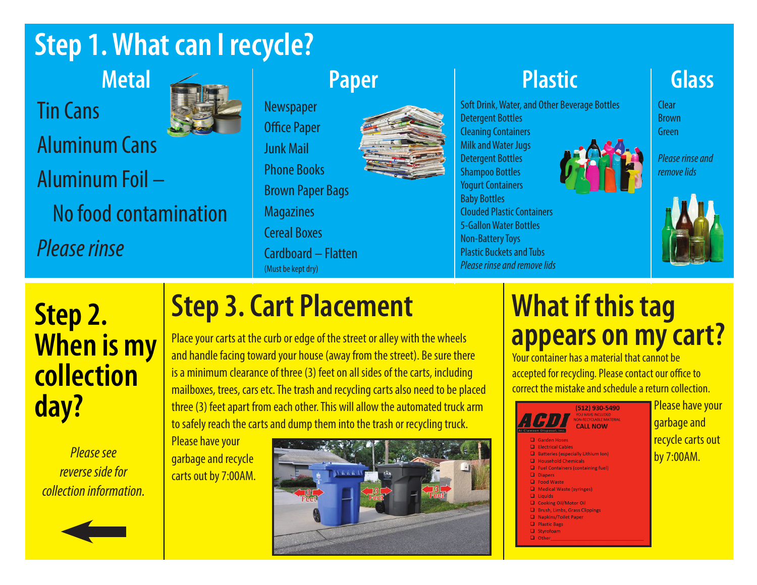# Step 1. What can I recycle?

## Metal

Tin Cans

Aluminum Cans

Aluminum Foil – No food contamination

*Please rinse*

## Paper

Newspaper

Office Paper

Junk Mail

Phone Books

Brown Paper Bags

Magazines

Cereal Boxes

Cardboard – Flatten (Must be kept dry)

## Plastic

Soft Drink, Water, and Other Beverage Bottles

Detergent Bottles

Cleaning Containers

Milk and Water Jugs

Detergent Bottles

Shampoo Bottles

Yogurt Containers

Baby Bottles

Clouded Plastic Containers

5-Gallon Water Bottles

Non-Battery Toys

Plastic Buckets and Tubs

*Please rinse and remove lids*

## Glass

Clear

Brown

Green

*Please rinse and remove lids*

# Step 2. When is my collection day?

*Please see reverse side for collection information.*

# Step 3. Cart Placement

Place your carts at the curb or edge of the street or alley with the wheels and handle facing toward your house (away from the street). Be sure there is a minimum clearance of three (3) feet on all sides of the carts, including mailboxes, trees, cars etc. The trash and recycling carts also need to be placed three (3) feet apart from each other. This will allow the automated truck arm to safely reach the carts and dump them into the trash or recycling truck.

Please have your garbage and recycle carts out by 7:00AM.

3 Feet

3 Feet

3 Feet

# What if this tag appears on my cart?

Your container has a material that cannot be accepted for recycling. Please contact our office to correct the mistake and schedule a return collection.

ACDI

Al Clawson Disposal, Inc.

(512) 930-5490

YOU HAVE INCLUDED NON-RECYCLABLE MATERIAL

CALL NOW

- ❑ Garden Hoses
- ❑ Electrical Cables
- ❑ Batteries (especially Lithium Ion)
- ❑ Household Chemicals
- ❑ Fuel Containers (containing fuel)
- ❑ Diapers
- ❑ Food Waste
- ❑ Medical Waste (syringes)
- ❑ Liquids
- ❑ Cooking Oil/Motor Oil
- ❑ Brush, Limbs, Grass Clippings
- ❑ Napkins/Toilet Paper
- ❑ Plastic Bags
- ❑ Styrofoam
- ❑ Other___________

Please have your garbage and recycle carts out by 7:00AM.